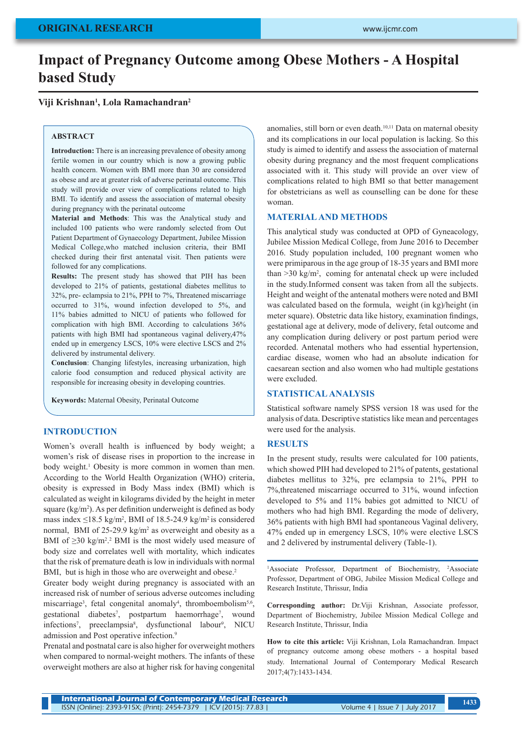ORIGINAL RESEARCH

# Impact of Pregnancy Outcome among Obese Mothers - A Hospital based Study

**Viji Krishnan[1], Lola Ramachandran[2]**

## ABSTRACT

**Introduction:** There is an increasing prevalence of obesity among fertile women in our country which is now a growing public health concern. Women with BMI more than 30 are considered as obese and are at greater risk of adverse perinatal outcome. This study will provide over view of complications related to high BMI. To identify and assess the association of maternal obesity during pregnancy with the perinatal outcome

**Material and Methods**: This was the Analytical study and included 100 patients who were randomly selected from Out Patient Department of Gynaecology Department, Jubilee Mission Medical College,who matched inclusion criteria, their BMI checked during their first antenatal visit. Then patients were followed for any complications.

**Results:** The present study has showed that PIH has been developed to 21% of patients, gestational diabetes mellitus to 32%, pre- eclampsia to 21%, PPH to 7%, Threatened miscarriage occurred to 31%, wound infection developed to 5%, and 11% babies admitted to NICU of patients who followed for complication with high BMI. According to calculations 36% patients with high BMI had spontaneous Vaginal delivery,47% ended up in emergency LSCS, 10% were elective LSCS and 2% delivered by instrumental delivery.

**Conclusion**: Changing lifestyles, increasing urbanization, high calorie food consumption and reduced physical activity are responsible for increasing obesity in developing countries.

**Keywords:** Maternal Obesity, Perinatal Outcome

## INTRODUCTION

Women's overall health is influenced by body weight; a women's risk of disease rises in proportion to the increase in body weight.[1] Obesity is more common in women than men. According to the World Health Organization (WHO) criteria, obesity is expressed in Body Mass index (BMI) which is calculated as weight in kilograms divided by the height in meter square (kg/m$^2$). As per definition underweight is defined as body mass index ≤18.5 kg/m$^2$, BMI of 18.5-24.9 kg/m$^2$ is considered normal, BMI of 25-29.9 kg/m$^2$ as overweight and obesity as a BMI of ≥30 kg/m$^2$.[2] BMI is the most widely used measure of body size and correlates well with mortality, which indicates that the risk of premature death is low in individuals with normal BMI, but is high in those who are overweight and obese.[2]

Greater body weight during pregnancy is associated with an increased risk of number of serious adverse outcomes including miscarriage[3], fetal congenital anomaly[4], thromboembolism[5,6], gestational diabetes[7], postpartum haemorrhage[7], wound infections[7], preeclampsia[8], dysfunctional labour[9], NICU admission and Post operative infection.[9]

Prenatal and postnatal care is also higher for overweight mothers when compared to normal-weight mothers. The infants of these overweight mothers are also at higher risk for having congenital anomalies, still born or even death.[10,11] Data on maternal obesity and its complications in our local population is lacking. So this study is aimed to identify and assess the association of maternal obesity during pregnancy and the most frequent complications associated with it. This study will provide an over view of complications related to high BMI so that better management for obstetricians as well as counselling can be done for these woman.

## MATERIAL AND METHODS

This analytical study was conducted at OPD of Gyneacology, Jubilee Mission Medical College, from June 2016 to December 2016. Study population included, 100 pregnant women who were primiparous in the age group of 18-35 years and BMI more than >30 kg/m$^2$, coming for antenatal check up were included in the study.Informed consent was taken from all the subjects. Height and weight of the antenatal mothers were noted and BMI was calculated based on the formula, weight (in kg)/height (in meter square). Obstetric data like history, examination findings, gestational age at delivery, mode of delivery, fetal outcome and any complication during delivery or post partum period were recorded. Antenatal mothers who had essential hypertension, cardiac disease, women who had an absolute indication for caesarean section and also women who had multiple gestations were excluded.

## STATISTICAL ANALYSIS

Statistical software namely SPSS version 18 was used for the analysis of data. Descriptive statistics like mean and percentages were used for the analysis.

## RESULTS

In the present study, results were calculated for 100 patients, which showed PIH had developed to 21% of patents, gestational diabetes mellitus to 32%, pre eclampsia to 21%, PPH to 7%,threatened miscarriage occurred to 31%, wound infection developed to 5% and 11% babies got admitted to NICU of mothers who had high BMI. Regarding the mode of delivery, 36% patients with high BMI had spontaneous Vaginal delivery, 47% ended up in emergency LSCS, 10% were elective LSCS and 2 delivered by instrumental delivery (Table-1).

---

[1]Associate Professor, Department of Biochemistry, [2]Associate Professor, Department of OBG, Jubilee Mission Medical College and Research Institute, Thrissur, India

**Corresponding author:** Dr.Viji Krishnan, Associate professor, Department of Biochemistry, Jubilee Mission Medical College and Research Institute, Thrissur, India

**How to cite this article:** Viji Krishnan, Lola Ramachandran. Impact of pregnancy outcome among obese mothers - a hospital based study. International Journal of Contemporary Medical Research 2017;4(7):1433-1434.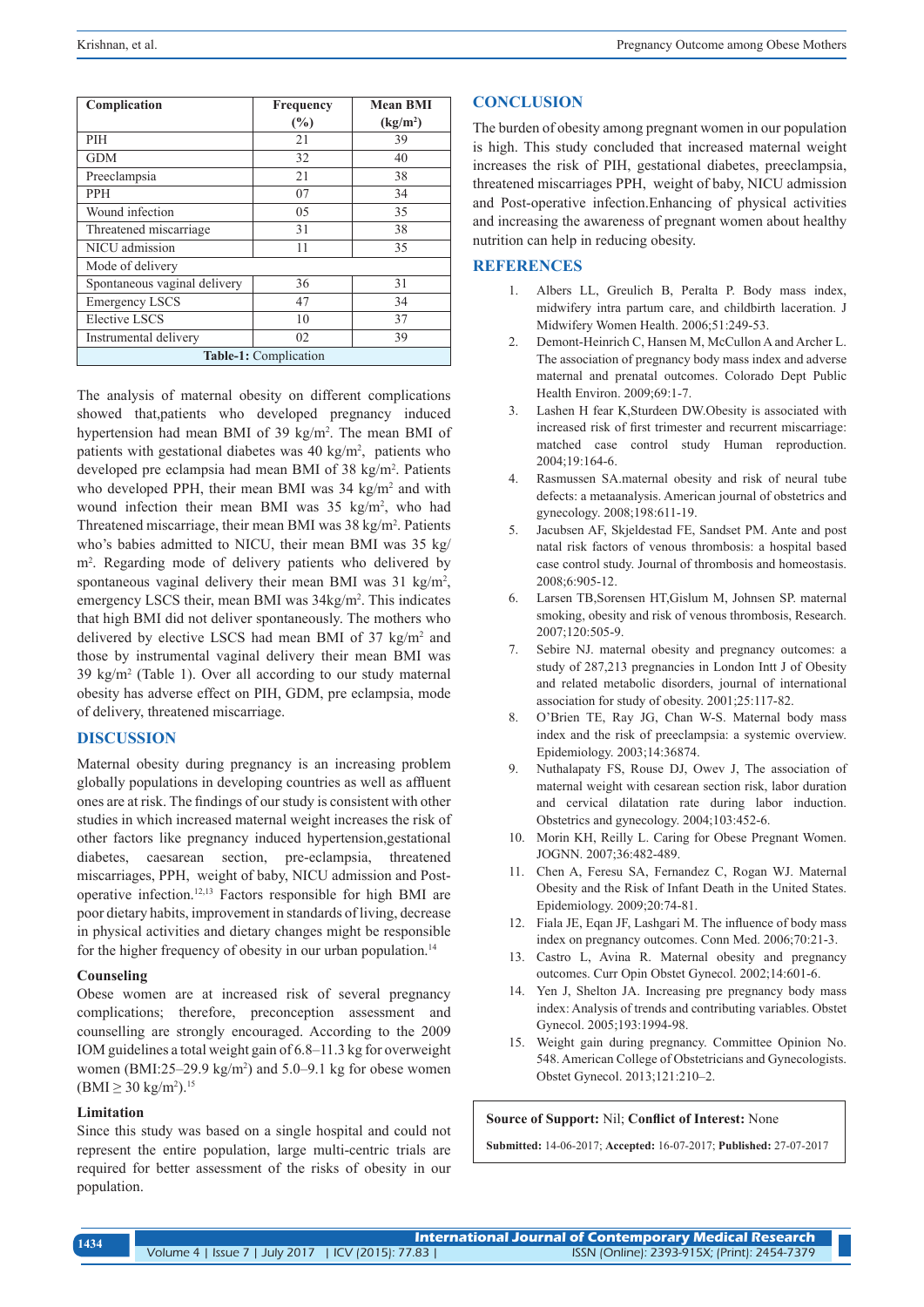| Complication | Frequency (%) | Mean BMI ($kg/m^2$) |
|---|---|---|
| PIH | 21 | 39 |
| GDM | 32 | 40 |
| Preeclampsia | 21 | 38 |
| PPH | 07 | 34 |
| Wound infection | 05 | 35 |
| Threatened miscarriage | 31 | 38 |
| NICU admission | 11 | 35 |
| Mode of delivery | | |
| Spontaneous vaginal delivery | 36 | 31 |
| Emergency LSCS | 47 | 34 |
| Elective LSCS | 10 | 37 |
| Instrumental delivery | 02 | 39 |

**Table-1:** Complication

The analysis of maternal obesity on different complications showed that,patients who developed pregnancy induced hypertension had mean BMI of 39 $kg/m^2$. The mean BMI of patients with gestational diabetes was 40 $kg/m^2$, patients who developed pre eclampsia had mean BMI of 38 $kg/m^2$. Patients who developed PPH, their mean BMI was 34 $kg/m^2$ and with wound infection their mean BMI was 35 $kg/m^2$, who had Threatened miscarriage, their mean BMI was 38 $kg/m^2$. Patients who's babies admitted to NICU, their mean BMI was 35 $kg/m^2$. Regarding mode of delivery patients who delivered by spontaneous vaginal delivery their mean BMI was 31 $kg/m^2$, emergency LSCS their, mean BMI was 34$kg/m^2$. This indicates that high BMI did not deliver spontaneously. The mothers who delivered by elective LSCS had mean BMI of 37 $kg/m^2$ and those by instrumental vaginal delivery their mean BMI was 39 $kg/m^2$ (Table 1). Over all according to our study maternal obesity has adverse effect on PIH, GDM, pre eclampsia, mode of delivery, threatened miscarriage.

## DISCUSSION

Maternal obesity during pregnancy is an increasing problem globally populations in developing countries as well as affluent ones are at risk. The findings of our study is consistent with other studies in which increased maternal weight increases the risk of other factors like pregnancy induced hypertension,gestational diabetes, caesarean section, pre-eclampsia, threatened miscarriages, PPH, weight of baby, NICU admission and Post-operative infection.[12,13] Factors responsible for high BMI are poor dietary habits, improvement in standards of living, decrease in physical activities and dietary changes might be responsible for the higher frequency of obesity in our urban population.[14]

### Counseling

Obese women are at increased risk of several pregnancy complications; therefore, preconception assessment and counselling are strongly encouraged. According to the 2009 IOM guidelines a total weight gain of 6.8–11.3 kg for overweight women (BMI:25–29.9 $kg/m^2$) and 5.0–9.1 kg for obese women (BMI $\geq$ 30 $kg/m^2$).[15]

### Limitation

Since this study was based on a single hospital and could not represent the entire population, large multi-centric trials are required for better assessment of the risks of obesity in our population.

## CONCLUSION

The burden of obesity among pregnant women in our population is high. This study concluded that increased maternal weight increases the risk of PIH, gestational diabetes, preeclampsia, threatened miscarriages PPH, weight of baby, NICU admission and Post-operative infection.Enhancing of physical activities and increasing the awareness of pregnant women about healthy nutrition can help in reducing obesity.

## REFERENCES

1. Albers LL, Greulich B, Peralta P. Body mass index, midwifery intra partum care, and childbirth laceration. J Midwifery Women Health. 2006;51:249-53.
2. Demont-Heinrich C, Hansen M, McCullon A and Archer L. The association of pregnancy body mass index and adverse maternal and prenatal outcomes. Colorado Dept Public Health Environ. 2009;69:1-7.
3. Lashen H fear K,Sturdeen DW.Obesity is associated with increased risk of first trimester and recurrent miscarriage: matched case control study Human reproduction. 2004;19:164-6.
4. Rasmussen SA.maternal obesity and risk of neural tube defects: a metaanalysis. American journal of obstetrics and gynecology. 2008;198:611-19.
5. Jacubsen AF, Skjeldestad FE, Sandset PM. Ante and post natal risk factors of venous thrombosis: a hospital based case control study. Journal of thrombosis and homeostasis. 2008;6:905-12.
6. Larsen TB,Sorensen HT,Gislum M, Johnsen SP. maternal smoking, obesity and risk of venous thrombosis, Research. 2007;120:505-9.
7. Sebire NJ. maternal obesity and pregnancy outcomes: a study of 287,213 pregnancies in London Intt J of Obesity and related metabolic disorders, journal of international association for study of obesity. 2001;25:117-82.
8. O'Brien TE, Ray JG, Chan W-S. Maternal body mass index and the risk of preeclampsia: a systemic overview. Epidemiology. 2003;14:36874.
9. Nuthalapaty FS, Rouse DJ, Owev J, The association of maternal weight with cesarean section risk, labor duration and cervical dilatation rate during labor induction. Obstetrics and gynecology. 2004;103:452-6.
10. Morin KH, Reilly L. Caring for Obese Pregnant Women. JOGNN. 2007;36:482-489.
11. Chen A, Feresu SA, Fernandez C, Rogan WJ. Maternal Obesity and the Risk of Infant Death in the United States. Epidemiology. 2009;20:74-81.
12. Fiala JE, Eqan JF, Lashgari M. The influence of body mass index on pregnancy outcomes. Conn Med. 2006;70:21-3.
13. Castro L, Avina R. Maternal obesity and pregnancy outcomes. Curr Opin Obstet Gynecol. 2002;14:601-6.
14. Yen J, Shelton JA. Increasing pre pregnancy body mass index: Analysis of trends and contributing variables. Obstet Gynecol. 2005;193:1994-98.
15. Weight gain during pregnancy. Committee Opinion No. 548. American College of Obstetricians and Gynecologists. Obstet Gynecol. 2013;121:210–2.

**Source of Support:** Nil; **Conflict of Interest:** None

**Submitted:** 14-06-2017; **Accepted:** 16-07-2017; **Published:** 27-07-2017